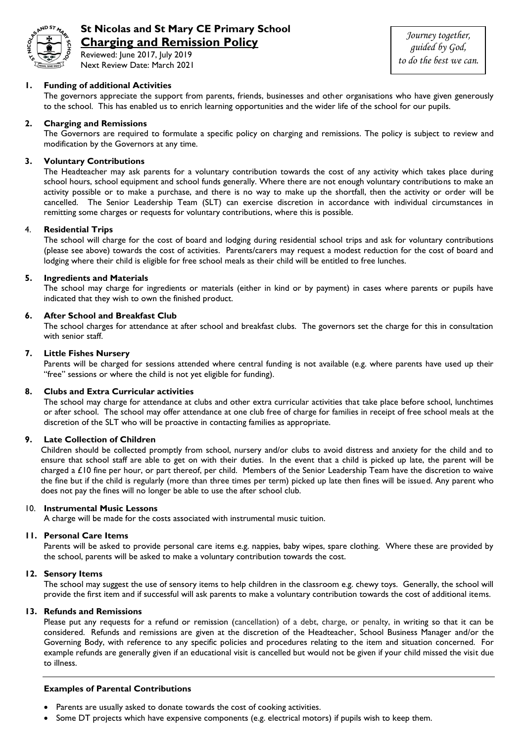# St Nicolas and St Mary CE Primary School

## Charging and Remission Policy

Reviewed: June 2017, July 2019
Next Review Date: March 2021

*Journey together, guided by God, to do the best we can.*

### 1. Funding of additional Activities

The governors appreciate the support from parents, friends, businesses and other organisations who have given generously to the school. This has enabled us to enrich learning opportunities and the wider life of the school for our pupils.

### 2. Charging and Remissions

The Governors are required to formulate a specific policy on charging and remissions. The policy is subject to review and modification by the Governors at any time.

### 3. Voluntary Contributions

The Headteacher may ask parents for a voluntary contribution towards the cost of any activity which takes place during school hours, school equipment and school funds generally. Where there are not enough voluntary contributions to make an activity possible or to make a purchase, and there is no way to make up the shortfall, then the activity or order will be cancelled. The Senior Leadership Team (SLT) can exercise discretion in accordance with individual circumstances in remitting some charges or requests for voluntary contributions, where this is possible.

### 4. Residential Trips

The school will charge for the cost of board and lodging during residential school trips and ask for voluntary contributions (please see above) towards the cost of activities. Parents/carers may request a modest reduction for the cost of board and lodging where their child is eligible for free school meals as their child will be entitled to free lunches.

### 5. Ingredients and Materials

The school may charge for ingredients or materials (either in kind or by payment) in cases where parents or pupils have indicated that they wish to own the finished product.

### 6. After School and Breakfast Club

The school charges for attendance at after school and breakfast clubs. The governors set the charge for this in consultation with senior staff.

### 7. Little Fishes Nursery

Parents will be charged for sessions attended where central funding is not available (e.g. where parents have used up their "free" sessions or where the child is not yet eligible for funding).

### 8. Clubs and Extra Curricular activities

The school may charge for attendance at clubs and other extra curricular activities that take place before school, lunchtimes or after school. The school may offer attendance at one club free of charge for families in receipt of free school meals at the discretion of the SLT who will be proactive in contacting families as appropriate.

### 9. Late Collection of Children

Children should be collected promptly from school, nursery and/or clubs to avoid distress and anxiety for the child and to ensure that school staff are able to get on with their duties. In the event that a child is picked up late, the parent will be charged a £10 fine per hour, or part thereof, per child. Members of the Senior Leadership Team have the discretion to waive the fine but if the child is regularly (more than three times per term) picked up late then fines will be issued. Any parent who does not pay the fines will no longer be able to use the after school club.

### 10. Instrumental Music Lessons

A charge will be made for the costs associated with instrumental music tuition.

### 11. Personal Care Items

Parents will be asked to provide personal care items e.g. nappies, baby wipes, spare clothing. Where these are provided by the school, parents will be asked to make a voluntary contribution towards the cost.

### 12. Sensory Items

The school may suggest the use of sensory items to help children in the classroom e.g. chewy toys. Generally, the school will provide the first item and if successful will ask parents to make a voluntary contribution towards the cost of additional items.

### 13. Refunds and Remissions

Please put any requests for a refund or remission (cancellation) of a debt, charge, or penalty, in writing so that it can be considered. Refunds and remissions are given at the discretion of the Headteacher, School Business Manager and/or the Governing Body, with reference to any specific policies and procedures relating to the item and situation concerned. For example refunds are generally given if an educational visit is cancelled but would not be given if your child missed the visit due to illness.

---

### Examples of Parental Contributions

- Parents are usually asked to donate towards the cost of cooking activities.
- Some DT projects which have expensive components (e.g. electrical motors) if pupils wish to keep them.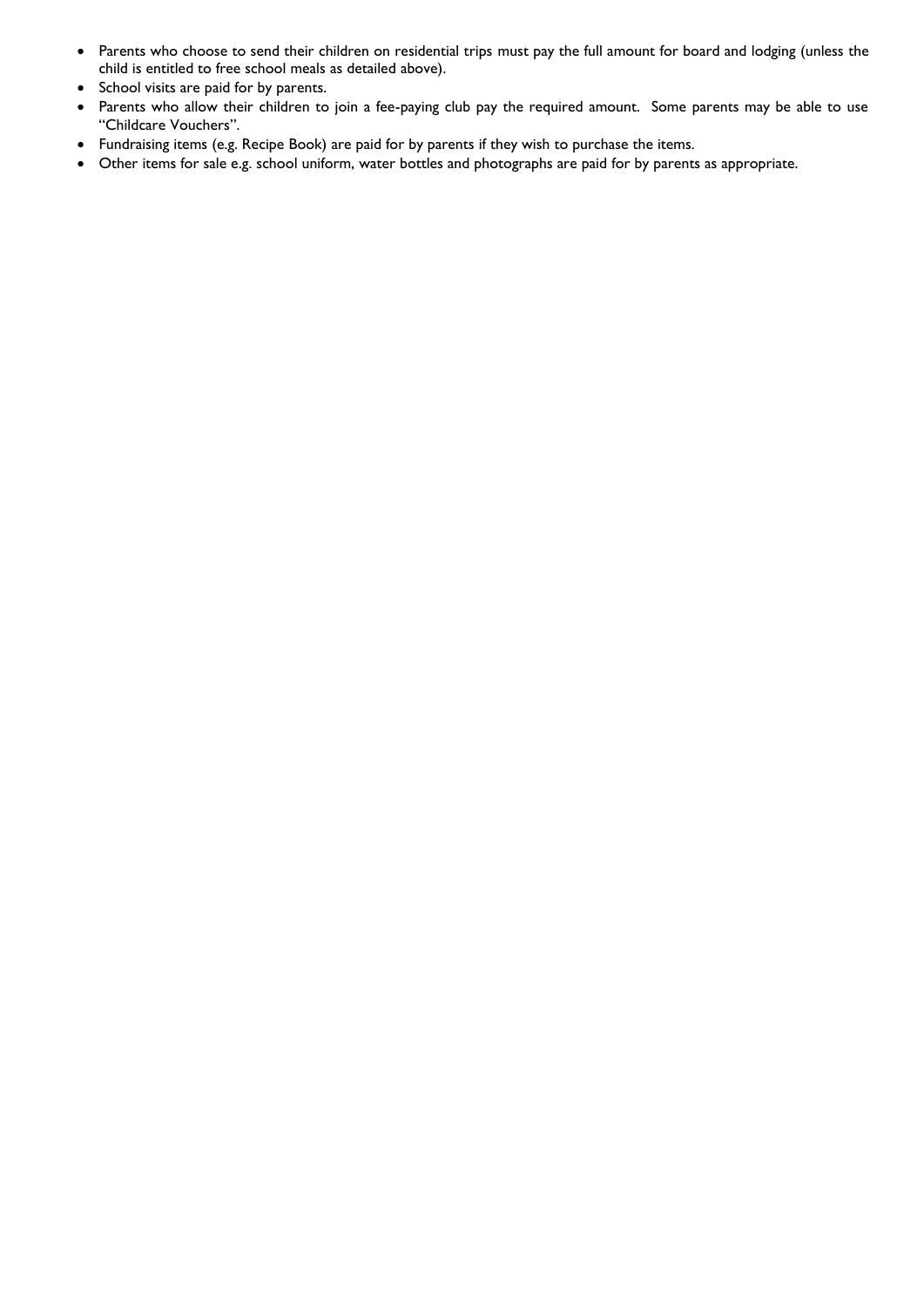- Parents who choose to send their children on residential trips must pay the full amount for board and lodging (unless the child is entitled to free school meals as detailed above).
- School visits are paid for by parents.
- Parents who allow their children to join a fee-paying club pay the required amount. Some parents may be able to use "Childcare Vouchers".
- Fundraising items (e.g. Recipe Book) are paid for by parents if they wish to purchase the items.
- Other items for sale e.g. school uniform, water bottles and photographs are paid for by parents as appropriate.